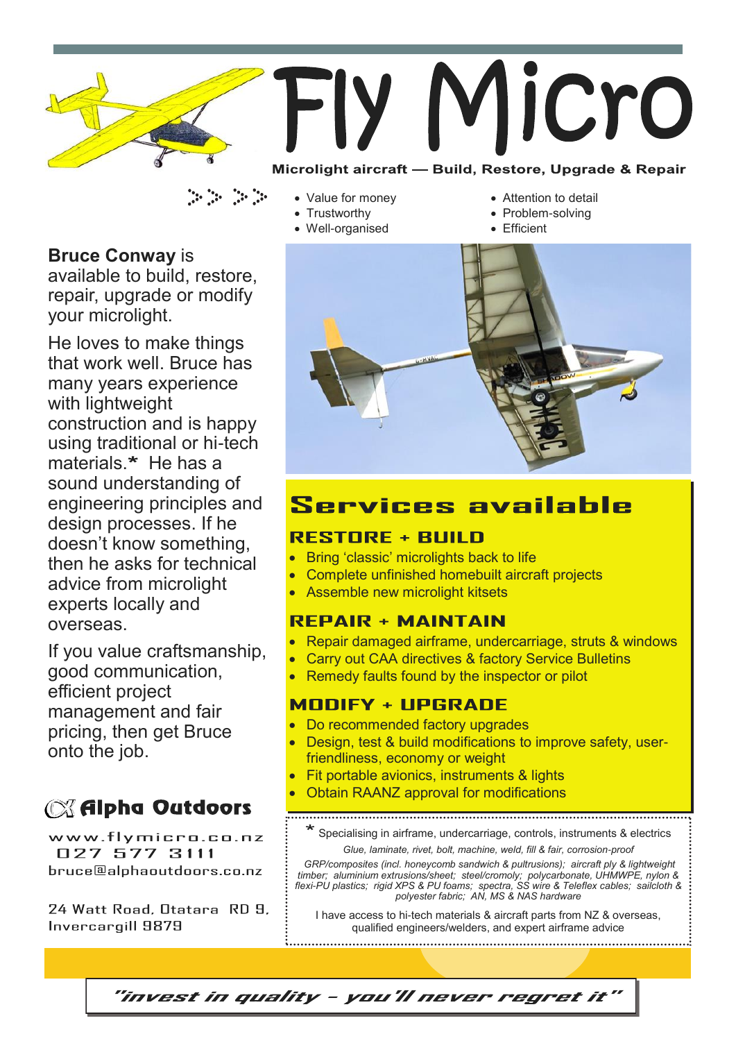# Fly Micro

**Microlight aircraft — Build, Restore, Upgrade & Repair**

- Value for money
- Trustworthy
- Well-organised
- Attention to detail
- Problem-solving
- Efficient

**Bruce Conway** is available to build, restore, repair, upgrade or modify your microlight.

He loves to make things that work well. Bruce has many years experience with lightweight construction and is happy using traditional or hi-tech materials.***** He has a sound understanding of engineering principles and design processes. If he doesn't know something, then he asks for technical advice from microlight experts locally and overseas.

If you value craftsmanship, good communication, efficient project management and fair pricing, then get Bruce onto the job.

## Services available

### RESTORE + BUILD

- Bring 'classic' microlights back to life
- Complete unfinished homebuilt aircraft projects
- Assemble new microlight kitsets

### REPAIR + MAINTAIN

- Repair damaged airframe, undercarriage, struts & windows
- Carry out CAA directives & factory Service Bulletins
- Remedy faults found by the inspector or pilot

### MODIFY + UPGRADE

- Do recommended factory upgrades
- Design, test & build modifications to improve safety, user-friendliness, economy or weight
- Fit portable avionics, instruments & lights
- Obtain RAANZ approval for modifications

***** Specialising in airframe, undercarriage, controls, instruments & electrics

*Glue, laminate, rivet, bolt, machine, weld, fill & fair, corrosion-proof*

*GRP/composites (incl. honeycomb sandwich & pultrusions); aircraft ply & lightweight timber; aluminium extrusions/sheet; steel/cromoly; polycarbonate, UHMWPE, nylon & flexi-PU plastics; rigid XPS & PU foams; spectra, SS wire & Teleflex cables; sailcloth & polyester fabric; AN, MS & NAS hardware*

I have access to hi-tech materials & aircraft parts from NZ & overseas, qualified engineers/welders, and expert airframe advice

**Alpha Outdoors**

www.flymicro.co.nz
027 577 3111
bruce@alphaoutdoors.co.nz

24 Watt Road, Otatara RD 9, Invercargill 9879

*"invest in quality – you'll never regret it"*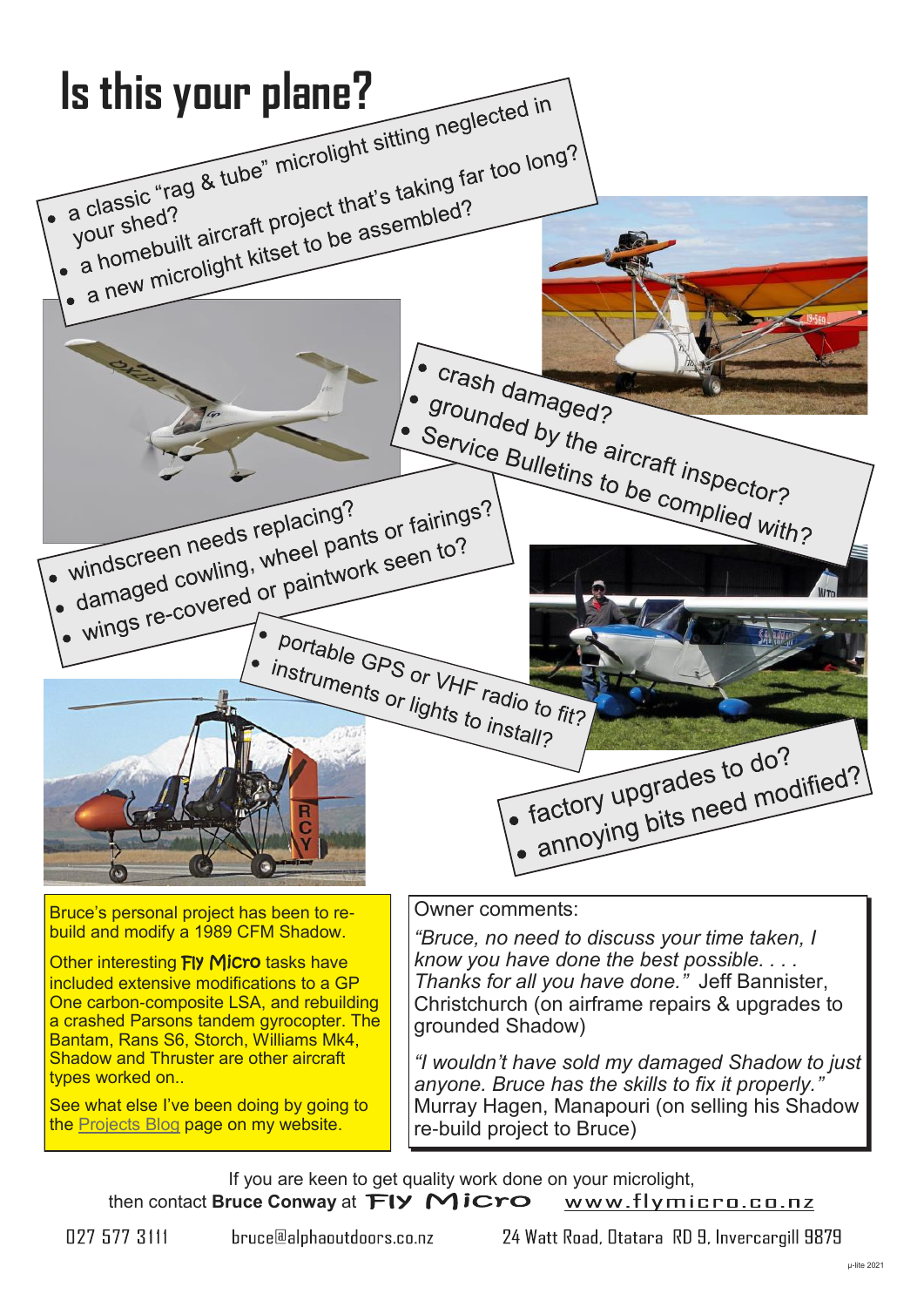# Is this your plane?

- a classic "rag & tube" microlight sitting neglected in your shed?
- a homebuilt aircraft project that's taking far too long?
- a new microlight kitset to be assembled?

- crash damaged?
- grounded by the aircraft inspector?
- Service Bulletins to be complied with?

- windscreen needs replacing?
- damaged cowling, wheel pants or fairings?
- wings re-covered or paintwork seen to?

- portable GPS or VHF radio to fit?
- instruments or lights to install?

- factory upgrades to do?
- annoying bits need modified?

Bruce's personal project has been to re-build and modify a 1989 CFM Shadow.

Other interesting Fly Micro tasks have included extensive modifications to a GP One carbon-composite LSA, and rebuilding a crashed Parsons tandem gyrocopter. The Bantam, Rans S6, Storch, Williams Mk4, Shadow and Thruster are other aircraft types worked on..

See what else I've been doing by going to the Projects Blog page on my website.

Owner comments:

*"Bruce, no need to discuss your time taken, I know you have done the best possible. . . . Thanks for all you have done."* Jeff Bannister, Christchurch (on airframe repairs & upgrades to grounded Shadow)

*"I wouldn't have sold my damaged Shadow to just anyone. Bruce has the skills to fix it properly."* Murray Hagen, Manapouri (on selling his Shadow re-build project to Bruce)

If you are keen to get quality work done on your microlight, then contact **Bruce Conway** at Fly Micro www.flymicro.co.nz

027 577 3111 bruce@alphaoutdoors.co.nz 24 Watt Road, Otatara RD 9, Invercargill 9879

μ-lite 2021